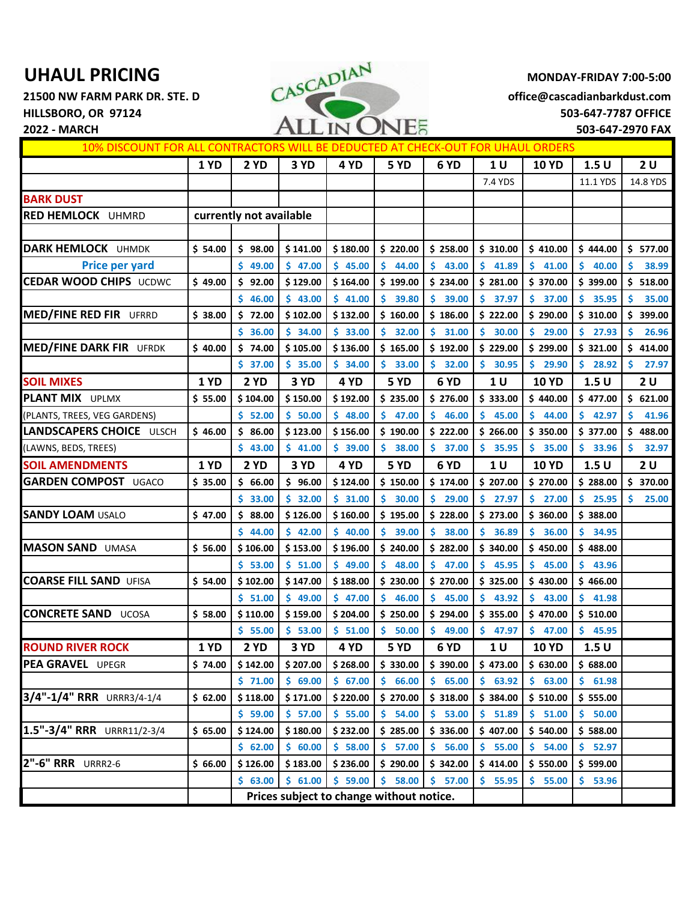# UHAUL PRICING

21500 NW FARM PARK DR. STE. D
HILLSBORO, OR 97124
2022 - MARCH

CASCADIAN ALL IN ONE LLC

MONDAY-FRIDAY 7:00-5:00
office@cascadianbarkdust.com
503-647-7787 OFFICE
503-647-2970 FAX

10% DISCOUNT FOR ALL CONTRACTORS WILL BE DEDUCTED AT CHECK-OUT FOR UHAUL ORDERS

| | 1 YD | 2 YD | 3 YD | 4 YD | 5 YD | 6 YD | 1 U | 10 YD | 1.5 U | 2 U |
|---|---|---|---|---|---|---|---|---|---|---|
| | | | | | | | 7.4 YDS | | 11.1 YDS | 14.8 YDS |
| **BARK DUST** | | | | | | | | | | |
| **RED HEMLOCK** UHMRD | currently not available | | | | | | | | | |
| | | | | | | | | | | |
| **DARK HEMLOCK** UHMDK | $ 54.00 | $ 98.00 | $ 141.00 | $ 180.00 | $ 220.00 | $ 258.00 | $ 310.00 | $ 410.00 | $ 444.00 | $ 577.00 |
| Price per yard | | $ 49.00 | $ 47.00 | $ 45.00 | $ 44.00 | $ 43.00 | $ 41.89 | $ 41.00 | $ 40.00 | $ 38.99 |
| **CEDAR WOOD CHIPS** UCDWC | $ 49.00 | $ 92.00 | $ 129.00 | $ 164.00 | $ 199.00 | $ 234.00 | $ 281.00 | $ 370.00 | $ 399.00 | $ 518.00 |
| | | $ 46.00 | $ 43.00 | $ 41.00 | $ 39.80 | $ 39.00 | $ 37.97 | $ 37.00 | $ 35.95 | $ 35.00 |
| **MED/FINE RED FIR** UFRRD | $ 38.00 | $ 72.00 | $ 102.00 | $ 132.00 | $ 160.00 | $ 186.00 | $ 222.00 | $ 290.00 | $ 310.00 | $ 399.00 |
| | | $ 36.00 | $ 34.00 | $ 33.00 | $ 32.00 | $ 31.00 | $ 30.00 | $ 29.00 | $ 27.93 | $ 26.96 |
| **MED/FINE DARK FIR** UFRDK | $ 40.00 | $ 74.00 | $ 105.00 | $ 136.00 | $ 165.00 | $ 192.00 | $ 229.00 | $ 299.00 | $ 321.00 | $ 414.00 |
| | | $ 37.00 | $ 35.00 | $ 34.00 | $ 33.00 | $ 32.00 | $ 30.95 | $ 29.90 | $ 28.92 | $ 27.97 |
| **SOIL MIXES** | 1 YD | 2 YD | 3 YD | 4 YD | 5 YD | 6 YD | 1 U | 10 YD | 1.5 U | 2 U |
| **PLANT MIX** UPLMX | $ 55.00 | $ 104.00 | $ 150.00 | $ 192.00 | $ 235.00 | $ 276.00 | $ 333.00 | $ 440.00 | $ 477.00 | $ 621.00 |
| (PLANTS, TREES, VEG GARDENS) | | $ 52.00 | $ 50.00 | $ 48.00 | $ 47.00 | $ 46.00 | $ 45.00 | $ 44.00 | $ 42.97 | $ 41.96 |
| **LANDSCAPERS CHOICE** ULSCH | $ 46.00 | $ 86.00 | $ 123.00 | $ 156.00 | $ 190.00 | $ 222.00 | $ 266.00 | $ 350.00 | $ 377.00 | $ 488.00 |
| (LAWNS, BEDS, TREES) | | $ 43.00 | $ 41.00 | $ 39.00 | $ 38.00 | $ 37.00 | $ 35.95 | $ 35.00 | $ 33.96 | $ 32.97 |
| **SOIL AMENDMENTS** | 1 YD | 2 YD | 3 YD | 4 YD | 5 YD | 6 YD | 1 U | 10 YD | 1.5 U | 2 U |
| **GARDEN COMPOST** UGACO | $ 35.00 | $ 66.00 | $ 96.00 | $ 124.00 | $ 150.00 | $ 174.00 | $ 207.00 | $ 270.00 | $ 288.00 | $ 370.00 |
| | | $ 33.00 | $ 32.00 | $ 31.00 | $ 30.00 | $ 29.00 | $ 27.97 | $ 27.00 | $ 25.95 | $ 25.00 |
| **SANDY LOAM** USALO | $ 47.00 | $ 88.00 | $ 126.00 | $ 160.00 | $ 195.00 | $ 228.00 | $ 273.00 | $ 360.00 | $ 388.00 | |
| | | $ 44.00 | $ 42.00 | $ 40.00 | $ 39.00 | $ 38.00 | $ 36.89 | $ 36.00 | $ 34.95 | |
| **MASON SAND** UMASA | $ 56.00 | $ 106.00 | $ 153.00 | $ 196.00 | $ 240.00 | $ 282.00 | $ 340.00 | $ 450.00 | $ 488.00 | |
| | | $ 53.00 | $ 51.00 | $ 49.00 | $ 48.00 | $ 47.00 | $ 45.95 | $ 45.00 | $ 43.96 | |
| **COARSE FILL SAND** UFISA | $ 54.00 | $ 102.00 | $ 147.00 | $ 188.00 | $ 230.00 | $ 270.00 | $ 325.00 | $ 430.00 | $ 466.00 | |
| | | $ 51.00 | $ 49.00 | $ 47.00 | $ 46.00 | $ 45.00 | $ 43.92 | $ 43.00 | $ 41.98 | |
| **CONCRETE SAND** UCOSA | $ 58.00 | $ 110.00 | $ 159.00 | $ 204.00 | $ 250.00 | $ 294.00 | $ 355.00 | $ 470.00 | $ 510.00 | |
| | | $ 55.00 | $ 53.00 | $ 51.00 | $ 50.00 | $ 49.00 | $ 47.97 | $ 47.00 | $ 45.95 | |
| **ROUND RIVER ROCK** | 1 YD | 2 YD | 3 YD | 4 YD | 5 YD | 6 YD | 1 U | 10 YD | 1.5 U | |
| **PEA GRAVEL** UPEGR | $ 74.00 | $ 142.00 | $ 207.00 | $ 268.00 | $ 330.00 | $ 390.00 | $ 473.00 | $ 630.00 | $ 688.00 | |
| | | $ 71.00 | $ 69.00 | $ 67.00 | $ 66.00 | $ 65.00 | $ 63.92 | $ 63.00 | $ 61.98 | |
| **3/4"-1/4" RRR** URRR3/4-1/4 | $ 62.00 | $ 118.00 | $ 171.00 | $ 220.00 | $ 270.00 | $ 318.00 | $ 384.00 | $ 510.00 | $ 555.00 | |
| | | $ 59.00 | $ 57.00 | $ 55.00 | $ 54.00 | $ 53.00 | $ 51.89 | $ 51.00 | $ 50.00 | |
| **1.5"-3/4" RRR** URRR11/2-3/4 | $ 65.00 | $ 124.00 | $ 180.00 | $ 232.00 | $ 285.00 | $ 336.00 | $ 407.00 | $ 540.00 | $ 588.00 | |
| | | $ 62.00 | $ 60.00 | $ 58.00 | $ 57.00 | $ 56.00 | $ 55.00 | $ 54.00 | $ 52.97 | |
| **2"-6" RRR** URRR2-6 | $ 66.00 | $ 126.00 | $ 183.00 | $ 236.00 | $ 290.00 | $ 342.00 | $ 414.00 | $ 550.00 | $ 599.00 | |
| | | $ 63.00 | $ 61.00 | $ 59.00 | $ 58.00 | $ 57.00 | $ 55.95 | $ 55.00 | $ 53.96 | |

Prices subject to change without notice.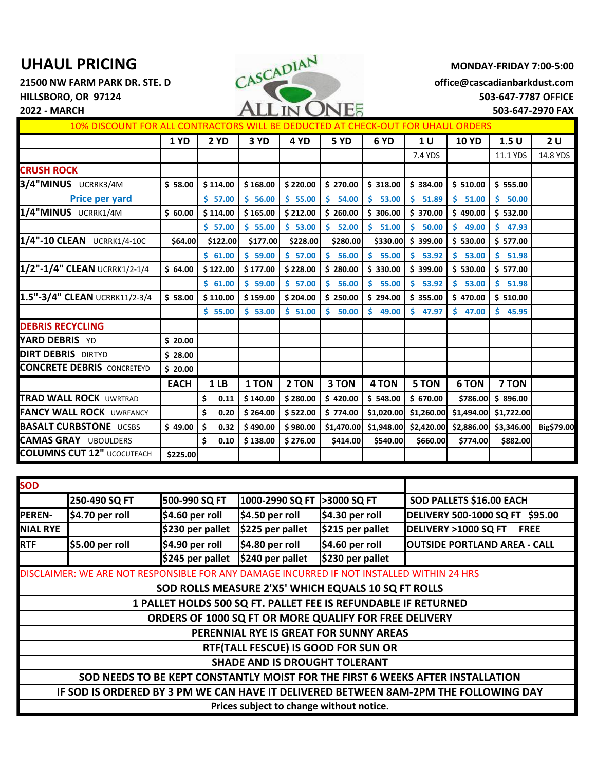# UHAUL PRICING

21500 NW FARM PARK DR. STE. D
HILLSBORO, OR 97124
2022 - MARCH

CASCADIAN ALL IN ONE LLC

MONDAY-FRIDAY 7:00-5:00
office@cascadianbarkdust.com
503-647-7787 OFFICE
503-647-2970 FAX

10% DISCOUNT FOR ALL CONTRACTORS WILL BE DEDUCTED AT CHECK-OUT FOR UHAUL ORDERS

| | 1 YD | 2 YD | 3 YD | 4 YD | 5 YD | 6 YD | 1 U | 10 YD | 1.5 U | 2 U |
|---|---|---|---|---|---|---|---|---|---|---|
| | | | | | | | 7.4 YDS | | 11.1 YDS | 14.8 YDS |
| **CRUSH ROCK** | | | | | | | | | | |
| **3/4"MINUS** UCRRK3/4M | $ 58.00 | $ 114.00 | $ 168.00 | $ 220.00 | $ 270.00 | $ 318.00 | $ 384.00 | $ 510.00 | $ 555.00 | |
| Price per yard | | $ 57.00 | $ 56.00 | $ 55.00 | $ 54.00 | $ 53.00 | $ 51.89 | $ 51.00 | $ 50.00 | |
| **1/4"MINUS** UCRRK1/4M | $ 60.00 | $ 114.00 | $ 165.00 | $ 212.00 | $ 260.00 | $ 306.00 | $ 370.00 | $ 490.00 | $ 532.00 | |
| | | $ 57.00 | $ 55.00 | $ 53.00 | $ 52.00 | $ 51.00 | $ 50.00 | $ 49.00 | $ 47.93 | |
| **1/4"-10 CLEAN** UCRRK1/4-10C | $64.00 | $122.00 | $177.00 | $228.00 | $280.00 | $330.00 | $ 399.00 | $ 530.00 | $ 577.00 | |
| | | $ 61.00 | $ 59.00 | $ 57.00 | $ 56.00 | $ 55.00 | $ 53.92 | $ 53.00 | $ 51.98 | |
| **1/2"-1/4" CLEAN** UCRRK1/2-1/4 | $ 64.00 | $ 122.00 | $ 177.00 | $ 228.00 | $ 280.00 | $ 330.00 | $ 399.00 | $ 530.00 | $ 577.00 | |
| | | $ 61.00 | $ 59.00 | $ 57.00 | $ 56.00 | $ 55.00 | $ 53.92 | $ 53.00 | $ 51.98 | |
| **1.5"-3/4" CLEAN** UCRRK11/2-3/4 | $ 58.00 | $ 110.00 | $ 159.00 | $ 204.00 | $ 250.00 | $ 294.00 | $ 355.00 | $ 470.00 | $ 510.00 | |
| | | $ 55.00 | $ 53.00 | $ 51.00 | $ 50.00 | $ 49.00 | $ 47.97 | $ 47.00 | $ 45.95 | |
| **DEBRIS RECYCLING** | | | | | | | | | | |
| **YARD DEBRIS** YD | $ 20.00 | | | | | | | | | |
| **DIRT DEBRIS** DIRTYD | $ 28.00 | | | | | | | | | |
| **CONCRETE DEBRIS** CONCRETEYD | $ 20.00 | | | | | | | | | |
| | **EACH** | **1 LB** | **1 TON** | **2 TON** | **3 TON** | **4 TON** | **5 TON** | **6 TON** | **7 TON** | |
| **TRAD WALL ROCK** UWRTRAD | | $ 0.11 | $ 140.00 | $ 280.00 | $ 420.00 | $ 548.00 | $ 670.00 | $786.00 | $ 896.00 | |
| **FANCY WALL ROCK** UWRFANCY | | $ 0.20 | $ 264.00 | $ 522.00 | $ 774.00 | $1,020.00 | $1,260.00 | $1,494.00 | $1,722.00 | |
| **BASALT CURBSTONE** UCSBS | $ 49.00 | $ 0.32 | $ 490.00 | $ 980.00 | $1,470.00 | $1,948.00 | $2,420.00 | $2,886.00 | $3,346.00 | Big$79.00 |
| **CAMAS GRAY** UBOULDERS | | $ 0.10 | $ 138.00 | $ 276.00 | $414.00 | $540.00 | $660.00 | $774.00 | $882.00 | |
| **COLUMNS CUT 12"** UCOCUTEACH | $225.00 | | | | | | | | | |

| **SOD** | | | | | |
|---|---|---|---|---|---|
| | **250-490 SQ FT** | **500-990 SQ FT** | **1000-2990 SQ FT** | **>3000 SQ FT** | **SOD PALLETS $16.00 EACH** |
| **PEREN-** | $4.70 per roll | $4.60 per roll | $4.50 per roll | $4.30 per roll | **DELIVERY 500-1000 SQ FT $95.00** |
| **NIAL RYE** | | $230 per pallet | $225 per pallet | $215 per pallet | **DELIVERY >1000 SQ FT FREE** |
| **RTF** | $5.00 per roll | $4.90 per roll | $4.80 per roll | $4.60 per roll | **OUTSIDE PORTLAND AREA - CALL** |
| | | $245 per pallet | $240 per pallet | $230 per pallet | |

DISCLAIMER: WE ARE NOT RESPONSIBLE FOR ANY DAMAGE INCURRED IF NOT INSTALLED WITHIN 24 HRS

**SOD ROLLS MEASURE 2'X5' WHICH EQUALS 10 SQ FT ROLLS**

**1 PALLET HOLDS 500 SQ FT. PALLET FEE IS REFUNDABLE IF RETURNED**

**ORDERS OF 1000 SQ FT OR MORE QUALIFY FOR FREE DELIVERY**

**PERENNIAL RYE IS GREAT FOR SUNNY AREAS**

**RTF(TALL FESCUE) IS GOOD FOR SUN OR SHADE AND IS DROUGHT TOLERANT**

**SOD NEEDS TO BE KEPT CONSTANTLY MOIST FOR THE FIRST 6 WEEKS AFTER INSTALLATION**

**IF SOD IS ORDERED BY 3 PM WE CAN HAVE IT DELIVERED BETWEEN 8AM-2PM THE FOLLOWING DAY**

**Prices subject to change without notice.**